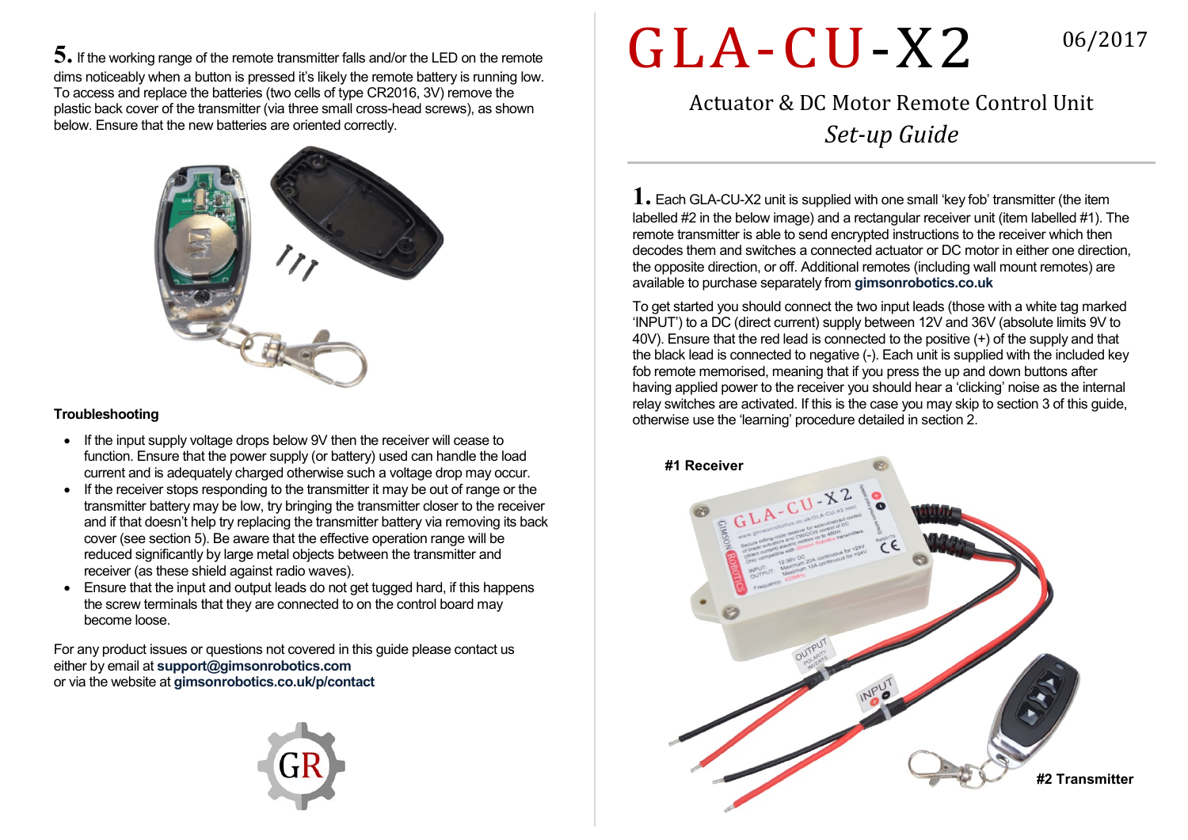# GLA-CU-X2

06/2017

## Actuator & DC Motor Remote Control Unit

## *Set-up Guide*

**1.** Each GLA-CU-X2 unit is supplied with one small 'key fob' transmitter (the item labelled #2 in the below image) and a rectangular receiver unit (item labelled #1). The remote transmitter is able to send encrypted instructions to the receiver which then decodes them and switches a connected actuator or DC motor in either one direction, the opposite direction, or off. Additional remotes (including wall mount remotes) are available to purchase separately from **gimsonrobotics.co.uk**

To get started you should connect the two input leads (those with a white tag marked 'INPUT') to a DC (direct current) supply between 12V and 36V (absolute limits 9V to 40V). Ensure that the red lead is connected to the positive (+) of the supply and that the black lead is connected to negative (-). Each unit is supplied with the included key fob remote memorised, meaning that if you press the up and down buttons after having applied power to the receiver you should hear a 'clicking' noise as the internal relay switches are activated. If this is the case you may skip to section 3 of this guide, otherwise use the 'learning' procedure detailed in section 2.

**#1 Receiver**

**#2 Transmitter**

**5.** If the working range of the remote transmitter falls and/or the LED on the remote dims noticeably when a button is pressed it's likely the remote battery is running low. To access and replace the batteries (two cells of type CR2016, 3V) remove the plastic back cover of the transmitter (via three small cross-head screws), as shown below. Ensure that the new batteries are oriented correctly.

**Troubleshooting**

- If the input supply voltage drops below 9V then the receiver will cease to function. Ensure that the power supply (or battery) used can handle the load current and is adequately charged otherwise such a voltage drop may occur.
- If the receiver stops responding to the transmitter it may be out of range or the transmitter battery may be low, try bringing the transmitter closer to the receiver and if that doesn't help try replacing the transmitter battery via removing its back cover (see section 5). Be aware that the effective operation range will be reduced significantly by large metal objects between the transmitter and receiver (as these shield against radio waves).
- Ensure that the input and output leads do not get tugged hard, if this happens the screw terminals that they are connected to on the control board may become loose.

For any product issues or questions not covered in this guide please contact us either by email at **support@gimsonrobotics.com**
or via the website at **gimsonrobotics.co.uk/p/contact**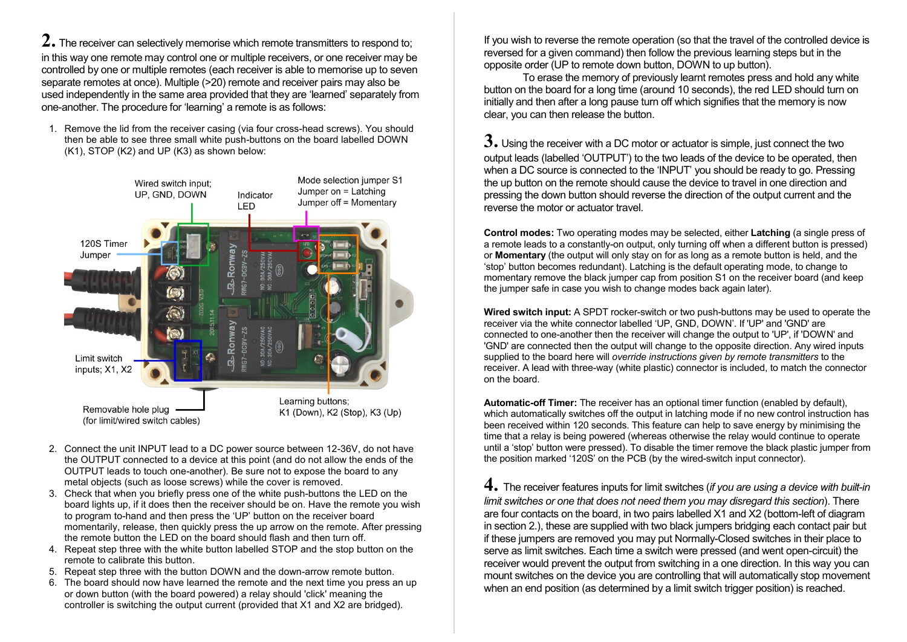**2.** The receiver can selectively memorise which remote transmitters to respond to; in this way one remote may control one or multiple receivers, or one receiver may be controlled by one or multiple remotes (each receiver is able to memorise up to seven separate remotes at once). Multiple (>20) remote and receiver pairs may also be used independently in the same area provided that they are 'learned' separately from one-another. The procedure for 'learning' a remote is as follows:

1. Remove the lid from the receiver casing (via four cross-head screws). You should then be able to see three small white push-buttons on the board labelled DOWN (K1), STOP (K2) and UP (K3) as shown below:

Wired switch input; UP, GND, DOWN

Indicator LED

Mode selection jumper S1
Jumper on = Latching
Jumper off = Momentary

120S Timer Jumper

Limit switch inputs; X1, X2

Removable hole plug (for limit/wired switch cables)

Learning buttons; K1 (Down), K2 (Stop), K3 (Up)

2. Connect the unit INPUT lead to a DC power source between 12-36V, do not have the OUTPUT connected to a device at this point (and do not allow the ends of the OUTPUT leads to touch one-another). Be sure not to expose the board to any metal objects (such as loose screws) while the cover is removed.
3. Check that when you briefly press one of the white push-buttons the LED on the board lights up, if it does then the receiver should be on. Have the remote you wish to program to-hand and then press the 'UP' button on the receiver board momentarily, release, then quickly press the up arrow on the remote. After pressing the remote button the LED on the board should flash and then turn off.
4. Repeat step three with the white button labelled STOP and the stop button on the remote to calibrate this button.
5. Repeat step three with the button DOWN and the down-arrow remote button.
6. The board should now have learned the remote and the next time you press an up or down button (with the board powered) a relay should 'click' meaning the controller is switching the output current (provided that X1 and X2 are bridged).

If you wish to reverse the remote operation (so that the travel of the controlled device is reversed for a given command) then follow the previous learning steps but in the opposite order (UP to remote down button, DOWN to up button).

To erase the memory of previously learnt remotes press and hold any white button on the board for a long time (around 10 seconds), the red LED should turn on initially and then after a long pause turn off which signifies that the memory is now clear, you can then release the button.

**3.** Using the receiver with a DC motor or actuator is simple, just connect the two output leads (labelled 'OUTPUT') to the two leads of the device to be operated, then when a DC source is connected to the 'INPUT' you should be ready to go. Pressing the up button on the remote should cause the device to travel in one direction and pressing the down button should reverse the direction of the output current and the reverse the motor or actuator travel.

**Control modes:** Two operating modes may be selected, either **Latching** (a single press of a remote leads to a constantly-on output, only turning off when a different button is pressed) or **Momentary** (the output will only stay on for as long as a remote button is held, and the 'stop' button becomes redundant). Latching is the default operating mode, to change to momentary remove the black jumper cap from position S1 on the receiver board (and keep the jumper safe in case you wish to change modes back again later).

**Wired switch input:** A SPDT rocker-switch or two push-buttons may be used to operate the receiver via the white connector labelled 'UP, GND, DOWN'. If 'UP' and 'GND' are connected to one-another then the receiver will change the output to 'UP', if 'DOWN' and 'GND' are connected then the output will change to the opposite direction. Any wired inputs supplied to the board here will *override instructions given by remote transmitters* to the receiver. A lead with three-way (white plastic) connector is included, to match the connector on the board.

**Automatic-off Timer:** The receiver has an optional timer function (enabled by default), which automatically switches off the output in latching mode if no new control instruction has been received within 120 seconds. This feature can help to save energy by minimising the time that a relay is being powered (whereas otherwise the relay would continue to operate until a 'stop' button were pressed). To disable the timer remove the black plastic jumper from the position marked '120S' on the PCB (by the wired-switch input connector).

**4.** The receiver features inputs for limit switches (*if you are using a device with built-in limit switches or one that does not need them you may disregard this section*). There are four contacts on the board, in two pairs labelled X1 and X2 (bottom-left of diagram in section 2.), these are supplied with two black jumpers bridging each contact pair but if these jumpers are removed you may put Normally-Closed switches in their place to serve as limit switches. Each time a switch were pressed (and went open-circuit) the receiver would prevent the output from switching in a one direction. In this way you can mount switches on the device you are controlling that will automatically stop movement when an end position (as determined by a limit switch trigger position) is reached.